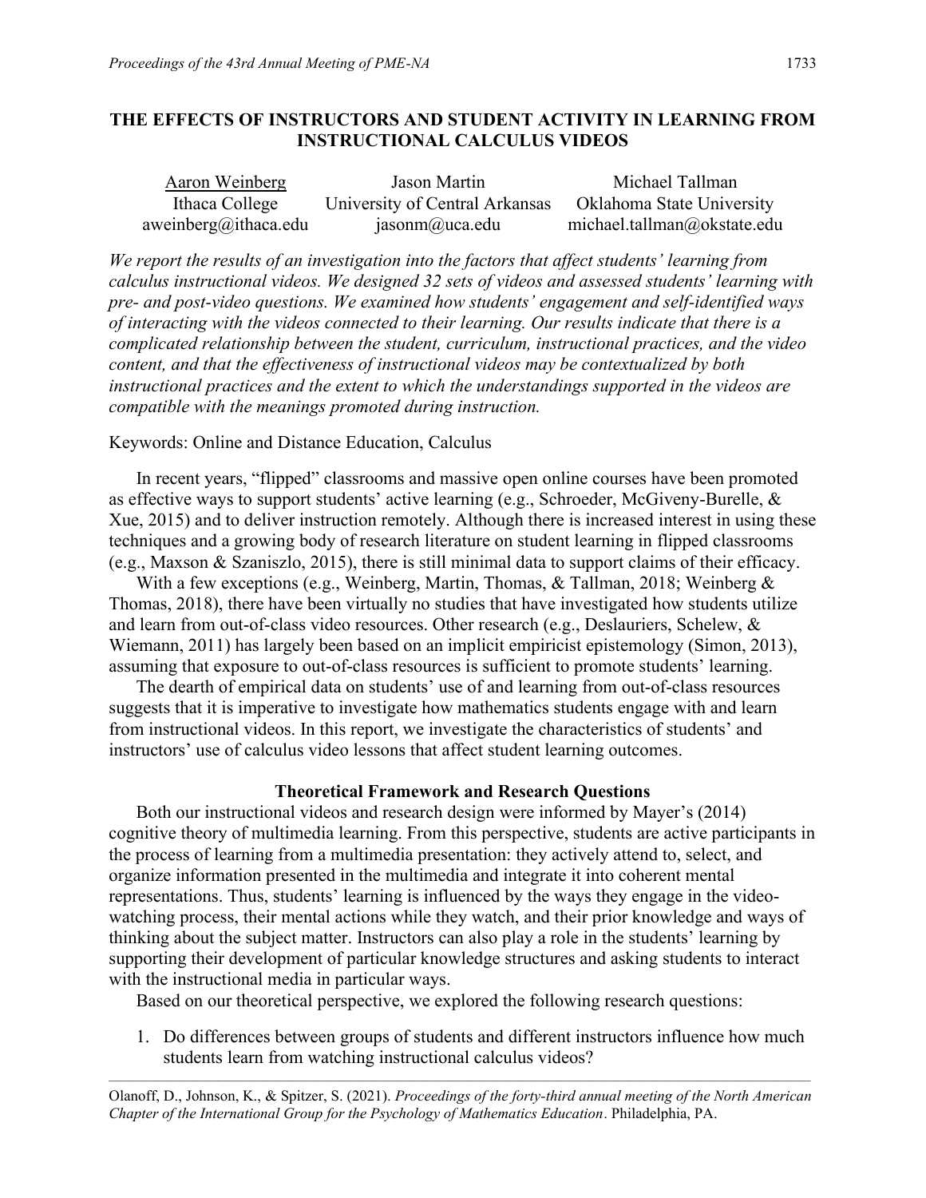# THE EFFECTS OF INSTRUCTORS AND STUDENT ACTIVITY IN LEARNING FROM INSTRUCTIONAL CALCULUS VIDEOS

| Aaron Weinberg | Jason Martin | Michael Tallman |
|---|---|---|
| Ithaca College | University of Central Arkansas | Oklahoma State University |
| aweinberg@ithaca.edu | jasonm@uca.edu | michael.tallman@okstate.edu |

*We report the results of an investigation into the factors that affect students' learning from calculus instructional videos. We designed 32 sets of videos and assessed students' learning with pre- and post-video questions. We examined how students' engagement and self-identified ways of interacting with the videos connected to their learning. Our results indicate that there is a complicated relationship between the student, curriculum, instructional practices, and the video content, and that the effectiveness of instructional videos may be contextualized by both instructional practices and the extent to which the understandings supported in the videos are compatible with the meanings promoted during instruction.*

Keywords: Online and Distance Education, Calculus

In recent years, "flipped" classrooms and massive open online courses have been promoted as effective ways to support students' active learning (e.g., Schroeder, McGiveny-Burelle, & Xue, 2015) and to deliver instruction remotely. Although there is increased interest in using these techniques and a growing body of research literature on student learning in flipped classrooms (e.g., Maxson & Szaniszlo, 2015), there is still minimal data to support claims of their efficacy.

With a few exceptions (e.g., Weinberg, Martin, Thomas, & Tallman, 2018; Weinberg & Thomas, 2018), there have been virtually no studies that have investigated how students utilize and learn from out-of-class video resources. Other research (e.g., Deslauriers, Schelew, & Wiemann, 2011) has largely been based on an implicit empiricist epistemology (Simon, 2013), assuming that exposure to out-of-class resources is sufficient to promote students' learning.

The dearth of empirical data on students' use of and learning from out-of-class resources suggests that it is imperative to investigate how mathematics students engage with and learn from instructional videos. In this report, we investigate the characteristics of students' and instructors' use of calculus video lessons that affect student learning outcomes.

## Theoretical Framework and Research Questions

Both our instructional videos and research design were informed by Mayer's (2014) cognitive theory of multimedia learning. From this perspective, students are active participants in the process of learning from a multimedia presentation: they actively attend to, select, and organize information presented in the multimedia and integrate it into coherent mental representations. Thus, students' learning is influenced by the ways they engage in the video-watching process, their mental actions while they watch, and their prior knowledge and ways of thinking about the subject matter. Instructors can also play a role in the students' learning by supporting their development of particular knowledge structures and asking students to interact with the instructional media in particular ways.

Based on our theoretical perspective, we explored the following research questions:

1. Do differences between groups of students and different instructors influence how much students learn from watching instructional calculus videos?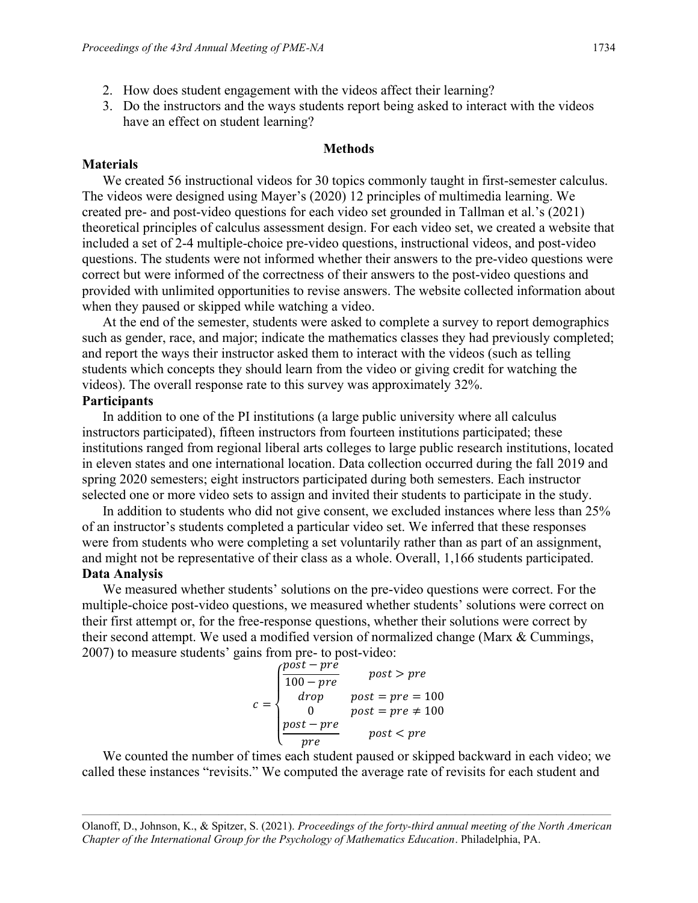2. How does student engagement with the videos affect their learning?
3. Do the instructors and the ways students report being asked to interact with the videos have an effect on student learning?

## Methods

### Materials

We created 56 instructional videos for 30 topics commonly taught in first-semester calculus. The videos were designed using Mayer's (2020) 12 principles of multimedia learning. We created pre- and post-video questions for each video set grounded in Tallman et al.'s (2021) theoretical principles of calculus assessment design. For each video set, we created a website that included a set of 2-4 multiple-choice pre-video questions, instructional videos, and post-video questions. The students were not informed whether their answers to the pre-video questions were correct but were informed of the correctness of their answers to the post-video questions and provided with unlimited opportunities to revise answers. The website collected information about when they paused or skipped while watching a video.

At the end of the semester, students were asked to complete a survey to report demographics such as gender, race, and major; indicate the mathematics classes they had previously completed; and report the ways their instructor asked them to interact with the videos (such as telling students which concepts they should learn from the video or giving credit for watching the videos). The overall response rate to this survey was approximately 32%.

### Participants

In addition to one of the PI institutions (a large public university where all calculus instructors participated), fifteen instructors from fourteen institutions participated; these institutions ranged from regional liberal arts colleges to large public research institutions, located in eleven states and one international location. Data collection occurred during the fall 2019 and spring 2020 semesters; eight instructors participated during both semesters. Each instructor selected one or more video sets to assign and invited their students to participate in the study.

In addition to students who did not give consent, we excluded instances where less than 25% of an instructor's students completed a particular video set. We inferred that these responses were from students who were completing a set voluntarily rather than as part of an assignment, and might not be representative of their class as a whole. Overall, 1,166 students participated.

### Data Analysis

We measured whether students' solutions on the pre-video questions were correct. For the multiple-choice post-video questions, we measured whether students' solutions were correct on their first attempt or, for the free-response questions, whether their solutions were correct by their second attempt. We used a modified version of normalized change (Marx & Cummings, 2007) to measure students' gains from pre- to post-video:

$$
c = \begin{cases} \dfrac{post - pre}{100 - pre} & post > pre \\ drop & post = pre = 100 \\ 0 & post = pre \neq 100 \\ \dfrac{post - pre}{pre} & post < pre \end{cases}
$$

We counted the number of times each student paused or skipped backward in each video; we called these instances "revisits." We computed the average rate of revisits for each student and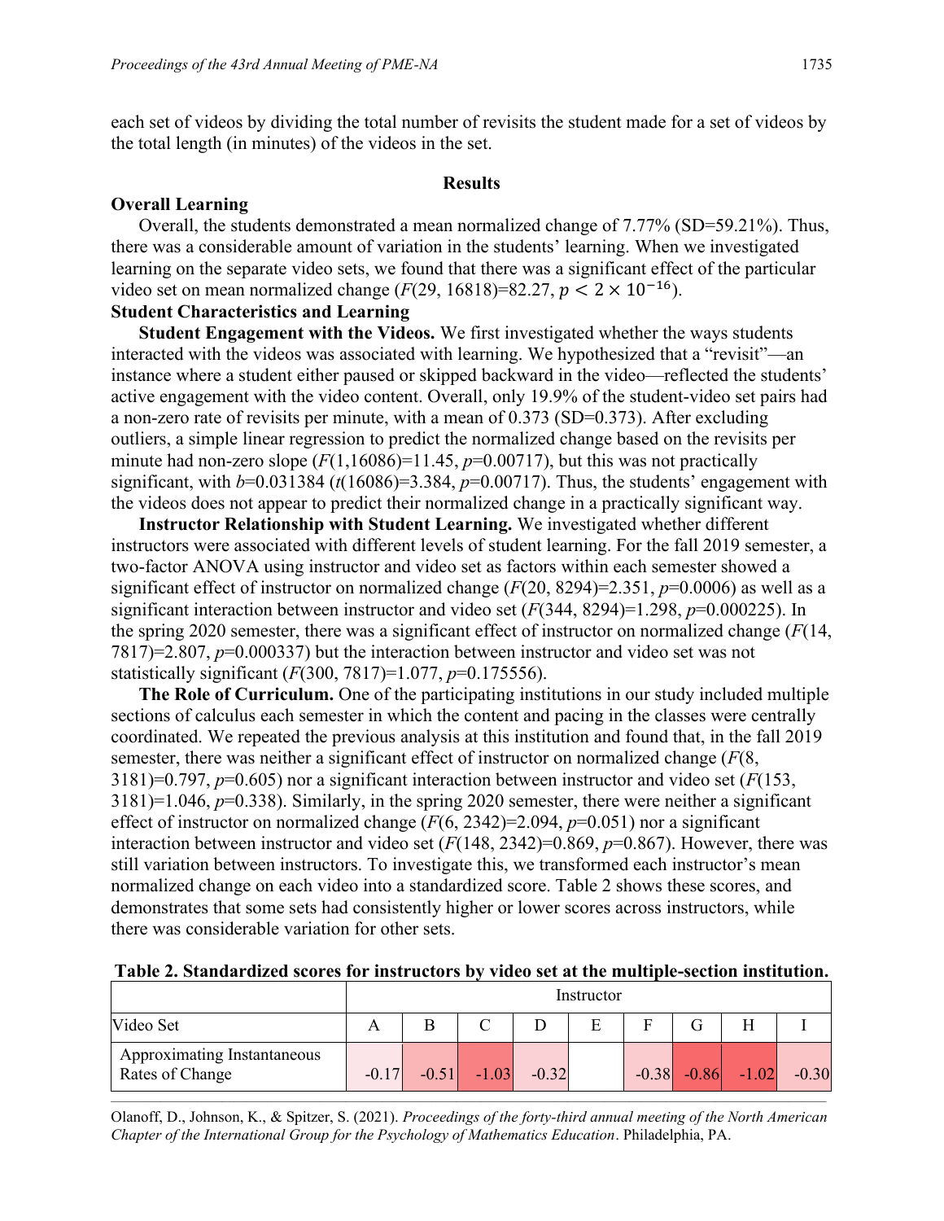each set of videos by dividing the total number of revisits the student made for a set of videos by the total length (in minutes) of the videos in the set.

## Results

### Overall Learning

Overall, the students demonstrated a mean normalized change of 7.77% (SD=59.21%). Thus, there was a considerable amount of variation in the students' learning. When we investigated learning on the separate video sets, we found that there was a significant effect of the particular video set on mean normalized change ($F(29, 16818)=82.27$, $p < 2 \times 10^{-16}$).

### Student Characteristics and Learning

**Student Engagement with the Videos.** We first investigated whether the ways students interacted with the videos was associated with learning. We hypothesized that a "revisit"—an instance where a student either paused or skipped backward in the video—reflected the students' active engagement with the video content. Overall, only 19.9% of the student-video set pairs had a non-zero rate of revisits per minute, with a mean of 0.373 (SD=0.373). After excluding outliers, a simple linear regression to predict the normalized change based on the revisits per minute had non-zero slope ($F(1,16086)=11.45$, $p=0.00717$), but this was not practically significant, with $b=0.031384$ ($t(16086)=3.384$, $p=0.00717$). Thus, the students' engagement with the videos does not appear to predict their normalized change in a practically significant way.

**Instructor Relationship with Student Learning.** We investigated whether different instructors were associated with different levels of student learning. For the fall 2019 semester, a two-factor ANOVA using instructor and video set as factors within each semester showed a significant effect of instructor on normalized change ($F(20, 8294)=2.351$, $p=0.0006$) as well as a significant interaction between instructor and video set ($F(344, 8294)=1.298$, $p=0.000225$). In the spring 2020 semester, there was a significant effect of instructor on normalized change ($F(14, 7817)=2.807$, $p=0.000337$) but the interaction between instructor and video set was not statistically significant ($F(300, 7817)=1.077$, $p=0.175556$).

**The Role of Curriculum.** One of the participating institutions in our study included multiple sections of calculus each semester in which the content and pacing in the classes were centrally coordinated. We repeated the previous analysis at this institution and found that, in the fall 2019 semester, there was neither a significant effect of instructor on normalized change ($F(8, 3181)=0.797$, $p=0.605$) nor a significant interaction between instructor and video set ($F(153, 3181)=1.046$, $p=0.338$). Similarly, in the spring 2020 semester, there were neither a significant effect of instructor on normalized change ($F(6, 2342)=2.094$, $p=0.051$) nor a significant interaction between instructor and video set ($F(148, 2342)=0.869$, $p=0.867$). However, there was still variation between instructors. To investigate this, we transformed each instructor's mean normalized change on each video into a standardized score. Table 2 shows these scores, and demonstrates that some sets had consistently higher or lower scores across instructors, while there was considerable variation for other sets.

**Table 2. Standardized scores for instructors by video set at the multiple-section institution.**

| | Instructor | | | | | | | | |
|---|---|---|---|---|---|---|---|---|---|
| Video Set | A | B | C | D | E | F | G | H | I |
| Approximating Instantaneous Rates of Change | -0.17 | -0.51 | -1.03 | -0.32 | | -0.38 | -0.86 | -1.02 | -0.30 |

Olanoff, D., Johnson, K., & Spitzer, S. (2021). *Proceedings of the forty-third annual meeting of the North American Chapter of the International Group for the Psychology of Mathematics Education*. Philadelphia, PA.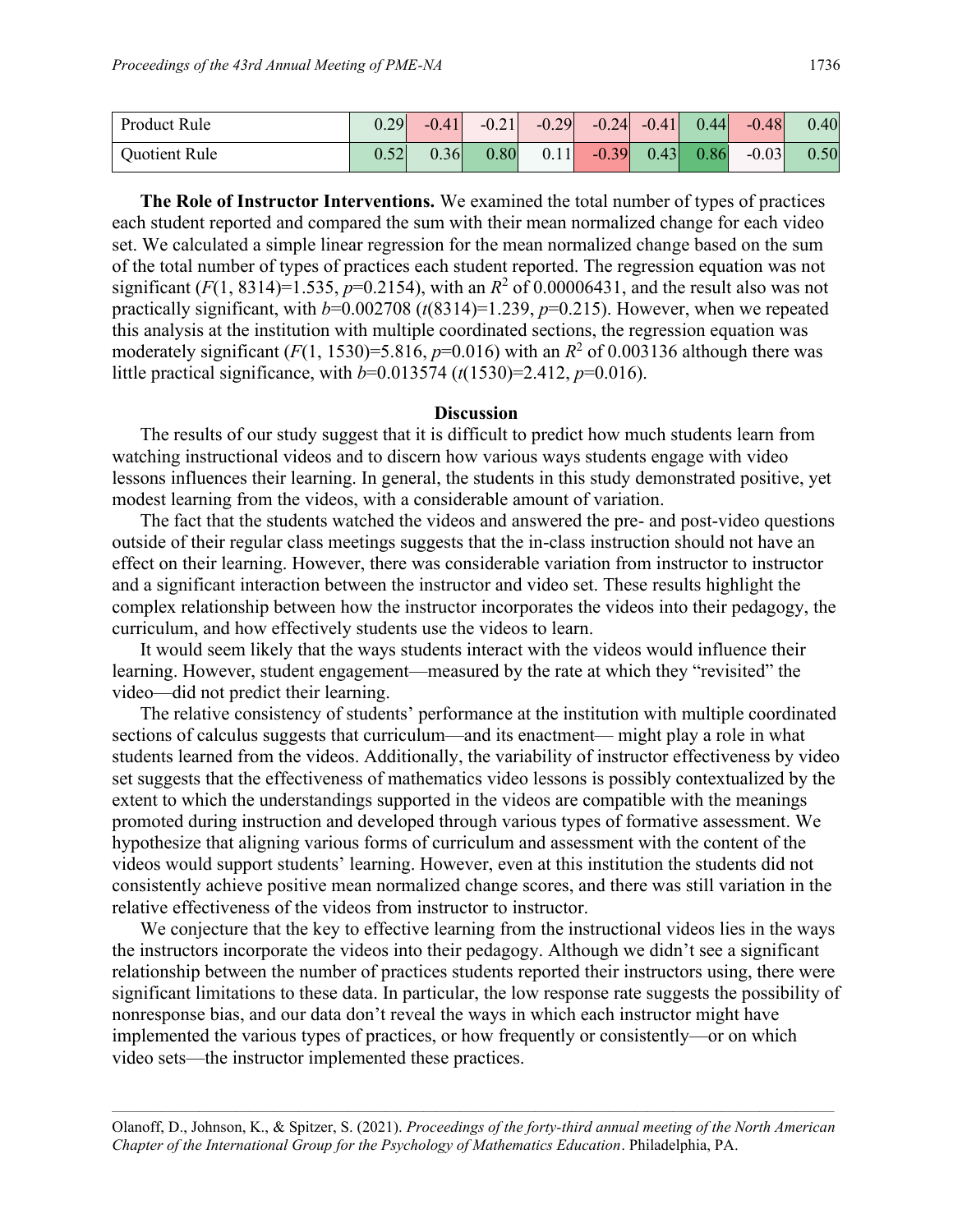| | | | | | | | | | |
|---|---|---|---|---|---|---|---|---|---|
| Product Rule | 0.29 | -0.41 | -0.21 | -0.29 | -0.24 | -0.41 | 0.44 | -0.48 | 0.40 |
| Quotient Rule | 0.52 | 0.36 | 0.80 | 0.11 | -0.39 | 0.43 | 0.86 | -0.03 | 0.50 |

**The Role of Instructor Interventions.** We examined the total number of types of practices each student reported and compared the sum with their mean normalized change for each video set. We calculated a simple linear regression for the mean normalized change based on the sum of the total number of types of practices each student reported. The regression equation was not significant ($F(1, 8314)=1.535$, $p=0.2154$), with an $R^2$ of 0.00006431, and the result also was not practically significant, with $b=0.002708$ ($t(8314)=1.239$, $p=0.215$). However, when we repeated this analysis at the institution with multiple coordinated sections, the regression equation was moderately significant ($F(1, 1530)=5.816$, $p=0.016$) with an $R^2$ of 0.003136 although there was little practical significance, with $b=0.013574$ ($t(1530)=2.412$, $p=0.016$).

## Discussion

The results of our study suggest that it is difficult to predict how much students learn from watching instructional videos and to discern how various ways students engage with video lessons influences their learning. In general, the students in this study demonstrated positive, yet modest learning from the videos, with a considerable amount of variation.

The fact that the students watched the videos and answered the pre- and post-video questions outside of their regular class meetings suggests that the in-class instruction should not have an effect on their learning. However, there was considerable variation from instructor to instructor and a significant interaction between the instructor and video set. These results highlight the complex relationship between how the instructor incorporates the videos into their pedagogy, the curriculum, and how effectively students use the videos to learn.

It would seem likely that the ways students interact with the videos would influence their learning. However, student engagement—measured by the rate at which they "revisited" the video—did not predict their learning.

The relative consistency of students' performance at the institution with multiple coordinated sections of calculus suggests that curriculum—and its enactment— might play a role in what students learned from the videos. Additionally, the variability of instructor effectiveness by video set suggests that the effectiveness of mathematics video lessons is possibly contextualized by the extent to which the understandings supported in the videos are compatible with the meanings promoted during instruction and developed through various types of formative assessment. We hypothesize that aligning various forms of curriculum and assessment with the content of the videos would support students' learning. However, even at this institution the students did not consistently achieve positive mean normalized change scores, and there was still variation in the relative effectiveness of the videos from instructor to instructor.

We conjecture that the key to effective learning from the instructional videos lies in the ways the instructors incorporate the videos into their pedagogy. Although we didn't see a significant relationship between the number of practices students reported their instructors using, there were significant limitations to these data. In particular, the low response rate suggests the possibility of nonresponse bias, and our data don't reveal the ways in which each instructor might have implemented the various types of practices, or how frequently or consistently—or on which video sets—the instructor implemented these practices.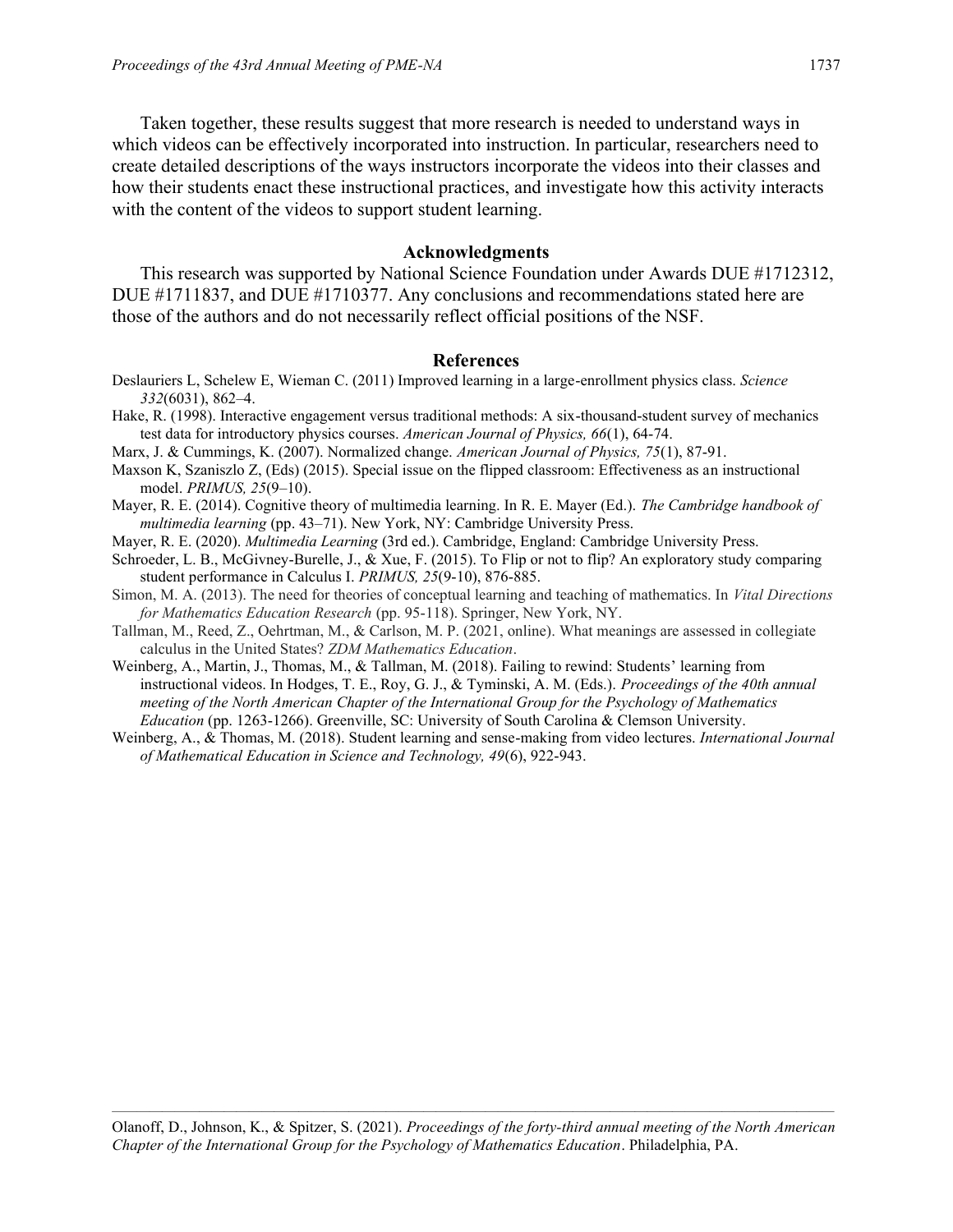Taken together, these results suggest that more research is needed to understand ways in which videos can be effectively incorporated into instruction. In particular, researchers need to create detailed descriptions of the ways instructors incorporate the videos into their classes and how their students enact these instructional practices, and investigate how this activity interacts with the content of the videos to support student learning.

## Acknowledgments

This research was supported by National Science Foundation under Awards DUE #1712312, DUE #1711837, and DUE #1710377. Any conclusions and recommendations stated here are those of the authors and do not necessarily reflect official positions of the NSF.

## References

Deslauriers L, Schelew E, Wieman C. (2011) Improved learning in a large-enrollment physics class. *Science 332*(6031), 862–4.

Hake, R. (1998). Interactive engagement versus traditional methods: A six-thousand-student survey of mechanics test data for introductory physics courses. *American Journal of Physics, 66*(1), 64-74.

Marx, J. & Cummings, K. (2007). Normalized change. *American Journal of Physics, 75*(1), 87-91.

Maxson K, Szaniszlo Z, (Eds) (2015). Special issue on the flipped classroom: Effectiveness as an instructional model. *PRIMUS, 25*(9–10).

Mayer, R. E. (2014). Cognitive theory of multimedia learning. In R. E. Mayer (Ed.). *The Cambridge handbook of multimedia learning* (pp. 43–71). New York, NY: Cambridge University Press.

Mayer, R. E. (2020). *Multimedia Learning* (3rd ed.). Cambridge, England: Cambridge University Press.

Schroeder, L. B., McGivney-Burelle, J., & Xue, F. (2015). To Flip or not to flip? An exploratory study comparing student performance in Calculus I. *PRIMUS, 25*(9-10), 876-885.

Simon, M. A. (2013). The need for theories of conceptual learning and teaching of mathematics. In *Vital Directions for Mathematics Education Research* (pp. 95-118). Springer, New York, NY.

Tallman, M., Reed, Z., Oehrtman, M., & Carlson, M. P. (2021, online). What meanings are assessed in collegiate calculus in the United States? *ZDM Mathematics Education*.

Weinberg, A., Martin, J., Thomas, M., & Tallman, M. (2018). Failing to rewind: Students' learning from instructional videos. In Hodges, T. E., Roy, G. J., & Tyminski, A. M. (Eds.). *Proceedings of the 40th annual meeting of the North American Chapter of the International Group for the Psychology of Mathematics Education* (pp. 1263-1266). Greenville, SC: University of South Carolina & Clemson University.

Weinberg, A., & Thomas, M. (2018). Student learning and sense-making from video lectures. *International Journal of Mathematical Education in Science and Technology, 49*(6), 922-943.